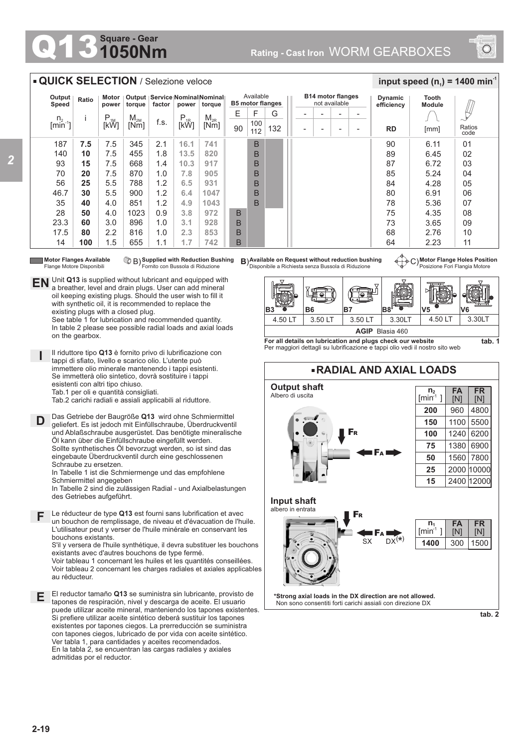# Q13 Square - Gear 1050Nm

Rating - Cast Iron WORM GEARBOXES

## QUICK SELECTION / Selezione veloce

input speed ($n_1$) = 1400 min$^{-1}$

| Output Speed $n_2$ [min$^{-1}$] | Ratio i | Motor power $P_{1M}$ [kW] | Output torque $M_{2M}$ [Nm] | Service factor f.s. | Nominal power $P_{1R}$ [kW] | Nominal torque $M_{2R}$ [Nm] | Available B5 motor flanges E 90 | F 100 112 | G 132 | B14 motor flanges not available - | - | - | - | Dynamic efficiency RD | Tooth Module [mm] | Ratios code |
|---|---|---|---|---|---|---|---|---|---|---|---|---|---|---|---|---|
| 187 | **7.5** | 7.5 | 345 | 2.1 | **16.1** | **741** | | B | | | | | | 90 | 6.11 | 01 |
| 140 | **10** | 7.5 | 455 | 1.8 | **13.5** | **820** | | B | | | | | | 89 | 6.45 | 02 |
| 93 | **15** | 7.5 | 668 | 1.4 | **10.3** | **917** | | B | | | | | | 87 | 6.72 | 03 |
| 70 | **20** | 7.5 | 870 | 1.0 | **7.8** | **905** | | B | | | | | | 85 | 5.24 | 04 |
| 56 | **25** | 5.5 | 788 | 1.2 | **6.5** | **931** | | B | | | | | | 84 | 4.28 | 05 |
| 46.7 | **30** | 5.5 | 900 | 1.2 | **6.4** | **1047** | | B | | | | | | 80 | 6.91 | 06 |
| 35 | **40** | 4.0 | 851 | 1.2 | **4.9** | **1043** | | B | | | | | | 78 | 5.36 | 07 |
| 28 | **50** | 4.0 | 1023 | 0.9 | **3.8** | **972** | B | | | | | | | 75 | 4.35 | 08 |
| 23.3 | **60** | 3.0 | 896 | 1.0 | **3.1** | **928** | B | | | | | | | 73 | 3.65 | 09 |
| 17.5 | **80** | 2.2 | 816 | 1.0 | **2.3** | **853** | B | | | | | | | 68 | 2.76 | 10 |
| 14 | **100** | 1.5 | 655 | 1.1 | **1.7** | **742** | B | | | | | | | 64 | 2.23 | 11 |

**Motor Flanges Available** / Flange Motore Disponibili — B) **Supplied with Reduction Bushing** / Fornito con Bussola di Riduzione — B) **Available on Request without reduction bushing** / Disponibile a Richiesta senza Bussola di Riduzione — C) **Motor Flange Holes Position** / Posizione Fori Flangia Motore

**EN** Unit **Q13** is supplied without lubricant and equipped with a breather, level and drain plugs. User can add mineral oil keeping existing plugs. Should the user wish to fill it with synthetic oil, it is recommended to replace the existing plugs with a closed plug.
See table 1 for lubrication and recommended quantity.
In table 2 please see possible radial loads and axial loads on the gearbox.

**I** Il riduttore tipo **Q13** è fornito privo di lubrificazione con tappi di sfiato, livello e scarico olio. L'utente può immettere olio minerale mantenendo i tappi esistenti. Se immetterà olio sintetico, dovrà sostituire i tappi esistenti con altri tipo chiuso.
Tab.1 per oli e quantità consigliati.
Tab.2 carichi radiali e assiali applicabili al riduttore.

**D** Das Getriebe der Baugröße **Q13** wird ohne Schmiermittel geliefert. Es ist jedoch mit Einfüllschraube, Überdruckventil und Ablaßschraube ausgerüstet. Das benötigte mineralische Öl kann über die Einfüllschraube eingefüllt werden. Sollte synthetisches Öl bevorzugt werden, so ist das eingebaute Überdruckventil durch eine geschlossenen Schraube zu ersetzen.
In Tabelle 1 ist die Schmiermenge und das empfohlene Schmiermittel angegeben
In Tabelle 2 sind die zulässigen Radial - und Axialbelastungen des Getriebes aufgeführt.

**F** Le réducteur de type **Q13** est fourni sans lubrification et avec un bouchon de remplissage, de niveau et d'évacuation de l'huile. L'utilisateur peut y verser de l'huile minérale en conservant les bouchons existants.
S'il y versera de l'huile synthétique, il devra substituer les bouchons existants avec d'autres bouchons de type fermé.
Voir tableau 1 concernant les huiles et les quantités conseillées.
Voir tableau 2 concernant les charges radiales et axiales applicables au réducteur.

**E** El reductor tamaño **Q13** se suministra sin lubricante, provisto de tapones de respiración, nivel y descarga de aceite. El usuario puede utilizar aceite mineral, manteniendo los tapones existentes. Si prefiere utilizar aceite sintético deberá sustituir los tapones existentes por tapones ciegos. La prerreducción se suministra con tapones ciegos, lubricado de por vida con aceite sintético.
Ver tabla 1, para cantidades y aceites recomendados.
En la tabla 2, se encuentran las cargas radiales y axiales admitidas por el reductor.

| B3 | B6 | B7 | B8 | V5 | V6 |
|---|---|---|---|---|---|
| 4.50 LT | 3.50 LT | 3.50 LT | 3.30LT | 4.50 LT | 3.30LT |
| **AGIP** Blasia 460 | | | | | |

**For all details on lubrication and plugs check our website**
Per maggiori dettagli su lubrificazione e tappi olio vedi il nostro sito web

**tab. 1**

## RADIAL AND AXIAL LOADS

**Output shaft**
Albero di uscita

| $n_2$ [min$^{-1}$] | FA [N] | FR [N] |
|---|---|---|
| **200** | 960 | 4800 |
| **150** | 1100 | 5500 |
| **100** | 1240 | 6200 |
| **75** | 1380 | 6900 |
| **50** | 1560 | 7800 |
| **25** | 2000 | 10000 |
| **15** | 2400 | 12000 |

**Input shaft**
albero in entrata

FR, FA, SX, DX(*)

| $n_1$ [min$^{-1}$] | FA [N] | FR [N] |
|---|---|---|
| **1400** | 300 | 1500 |

**\*Strong axial loads in the DX direction are not allowed.**
Non sono consentiti forti carichi assiali con direzione DX

**tab. 2**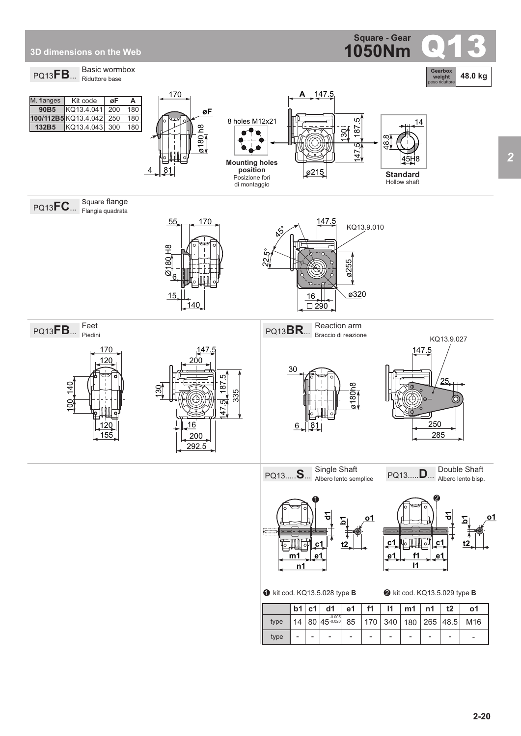3D dimensions on the Web

# Square - Gear 1050Nm Q13

## PQ13FB... Basic wormbox
Riduttore base

| Gearbox weight / peso riduttore | 48.0 kg |
|---|---|

| M. flanges | Kit code | øF | A |
|---|---|---|---|
| 90B5 | KQ13.4.041 | 200 | 180 |
| 100/112B5 | KQ13.4.042 | 250 | 180 |
| 132B5 | KQ13.4.043 | 300 | 180 |

170
øF
ø180 h8
4
81

8 holes M12x21

**Mounting holes position**
Posizione fori di montaggio

A
147.5
130
187.5
147.5
ø215

14
48.8
45H8

**Standard**
Hollow shaft

## PQ13FC... Square flange
Flangia quadrata

55
170
Ø180 H8
6
15
140

147.5
KQ13.9.010
45°
22.5°
ø255
16
ø320
□ 290

## PQ13FB... Feet
Piedini

170
120
100
140
120
155

147.5
200
130
187.5
147.5
335
16
200
292.5

## PQ13BR... Reaction arm
Braccio di reazione

KQ13.9.027
30
ø180h8
6
81

147.5
25
250
285

## PQ13.....S... Single Shaft
Albero lento semplice

## PQ13.....D... Double Shaft
Albero lento bisp.

❶ d1 b1 o1 c1 t2 m1 e1 n1

❷ d1 b1 o1 c1 c1 t2 e1 f1 e1 l1

❶ kit cod. KQ13.5.028 type **B**

❷ kit cod. KQ13.5.029 type **B**

| | b1 | c1 | d1 | e1 | f1 | l1 | m1 | n1 | t2 | o1 |
|---|---|---|---|---|---|---|---|---|---|---|
| type | 14 | 80 | 45 $^{-0.005}_{-0.020}$ | 85 | 170 | 340 | 180 | 265 | 48.5 | M16 |
| type | - | - | - | - | - | - | - | - | - | - |